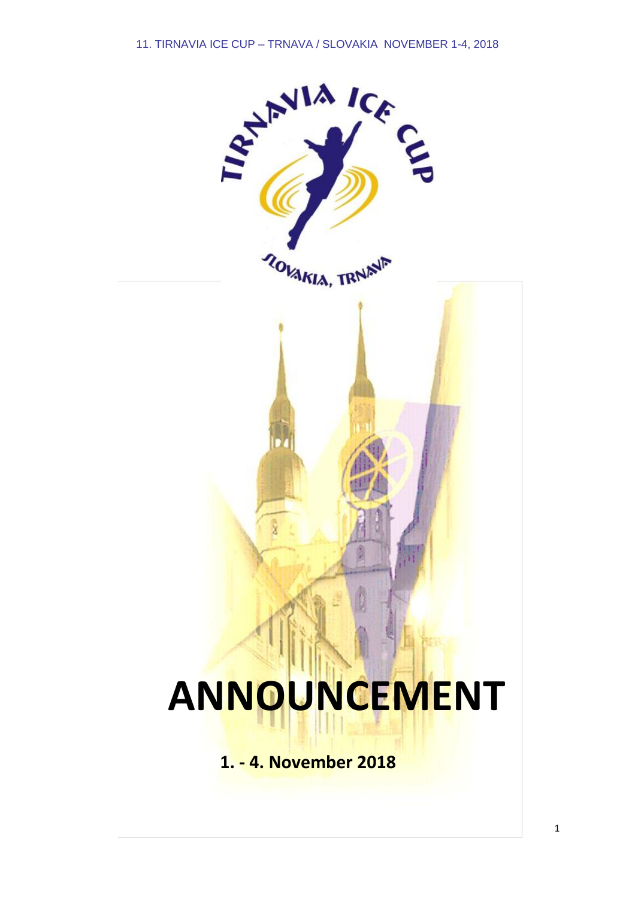# ANNOUNCEMENT

**1. - 4. November 2018**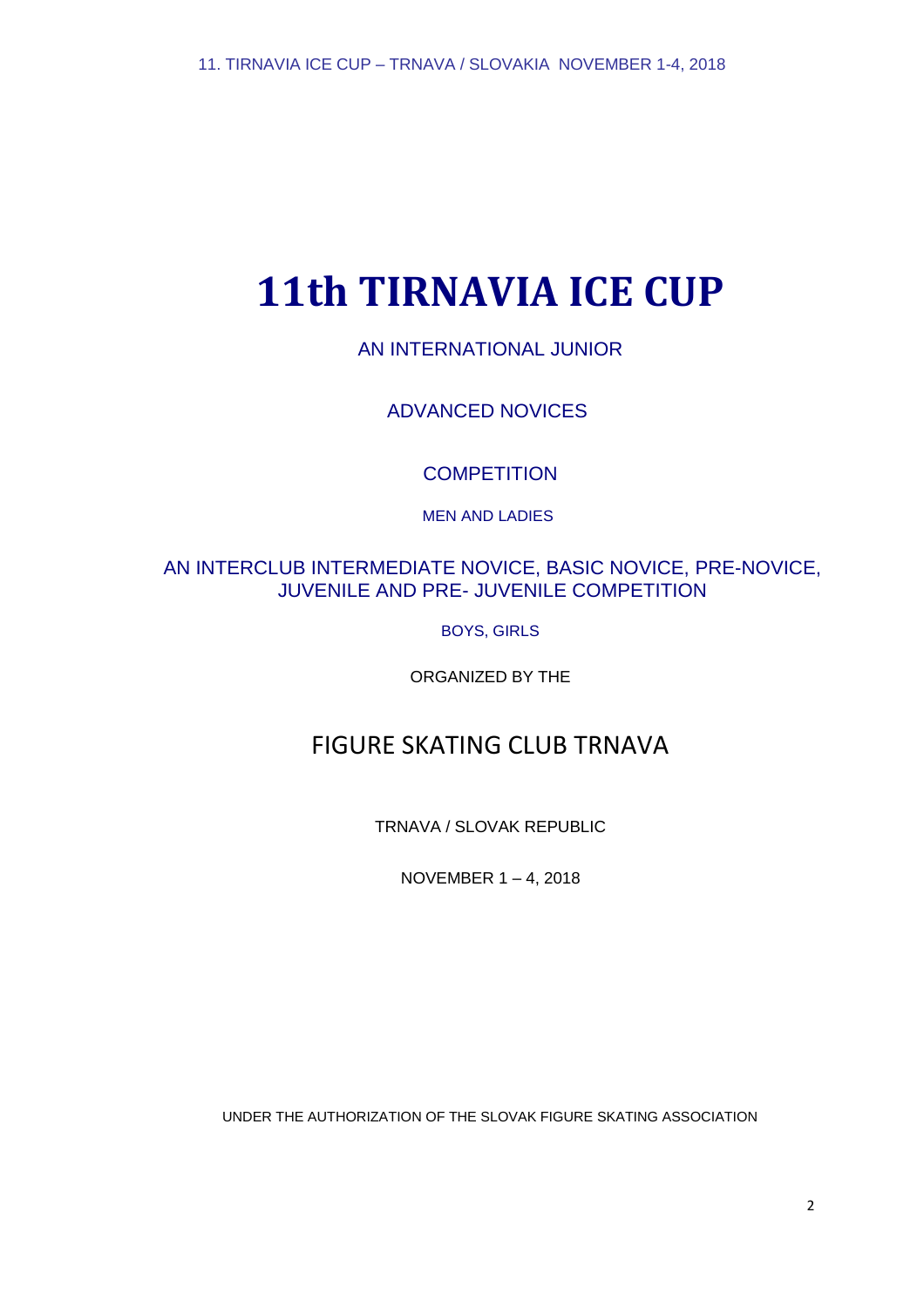# 11th TIRNAVIA ICE CUP

AN INTERNATIONAL JUNIOR

ADVANCED NOVICES

COMPETITION

MEN AND LADIES

AN INTERCLUB INTERMEDIATE NOVICE, BASIC NOVICE, PRE-NOVICE, JUVENILE AND PRE- JUVENILE COMPETITION

BOYS, GIRLS

ORGANIZED BY THE

## FIGURE SKATING CLUB TRNAVA

TRNAVA / SLOVAK REPUBLIC

NOVEMBER 1 – 4, 2018

UNDER THE AUTHORIZATION OF THE SLOVAK FIGURE SKATING ASSOCIATION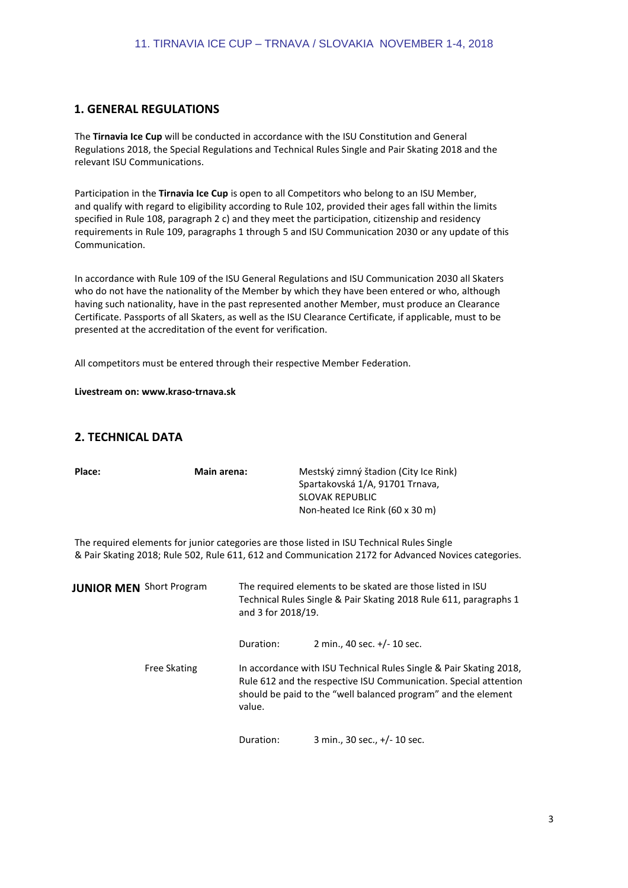## 1. GENERAL REGULATIONS

The **Tirnavia Ice Cup** will be conducted in accordance with the ISU Constitution and General Regulations 2018, the Special Regulations and Technical Rules Single and Pair Skating 2018 and the relevant ISU Communications.

Participation in the **Tirnavia Ice Cup** is open to all Competitors who belong to an ISU Member, and qualify with regard to eligibility according to Rule 102, provided their ages fall within the limits specified in Rule 108, paragraph 2 c) and they meet the participation, citizenship and residency requirements in Rule 109, paragraphs 1 through 5 and ISU Communication 2030 or any update of this Communication.

In accordance with Rule 109 of the ISU General Regulations and ISU Communication 2030 all Skaters who do not have the nationality of the Member by which they have been entered or who, although having such nationality, have in the past represented another Member, must produce an Clearance Certificate. Passports of all Skaters, as well as the ISU Clearance Certificate, if applicable, must to be presented at the accreditation of the event for verification.

All competitors must be entered through their respective Member Federation.

**Livestream on: www.kraso-trnava.sk**

## 2. TECHNICAL DATA

| **Place:** | **Main arena:** | Mestský zimný štadion (City Ice Rink)<br>Spartakovská 1/A, 91701 Trnava,<br>SLOVAK REPUBLIC<br>Non-heated Ice Rink (60 x 30 m) |
|---|---|---|

The required elements for junior categories are those listed in ISU Technical Rules Single & Pair Skating 2018; Rule 502, Rule 611, 612 and Communication 2172 for Advanced Novices categories.

| | | | |
|---|---|---|---|
| **JUNIOR MEN** | Short Program | The required elements to be skated are those listed in ISU Technical Rules Single & Pair Skating 2018 Rule 611, paragraphs 1 and 3 for 2018/19. | |
| | | Duration: | 2 min., 40 sec. +/- 10 sec. |
| | Free Skating | In accordance with ISU Technical Rules Single & Pair Skating 2018, Rule 612 and the respective ISU Communication. Special attention should be paid to the "well balanced program" and the element value. | |
| | | Duration: | 3 min., 30 sec., +/- 10 sec. |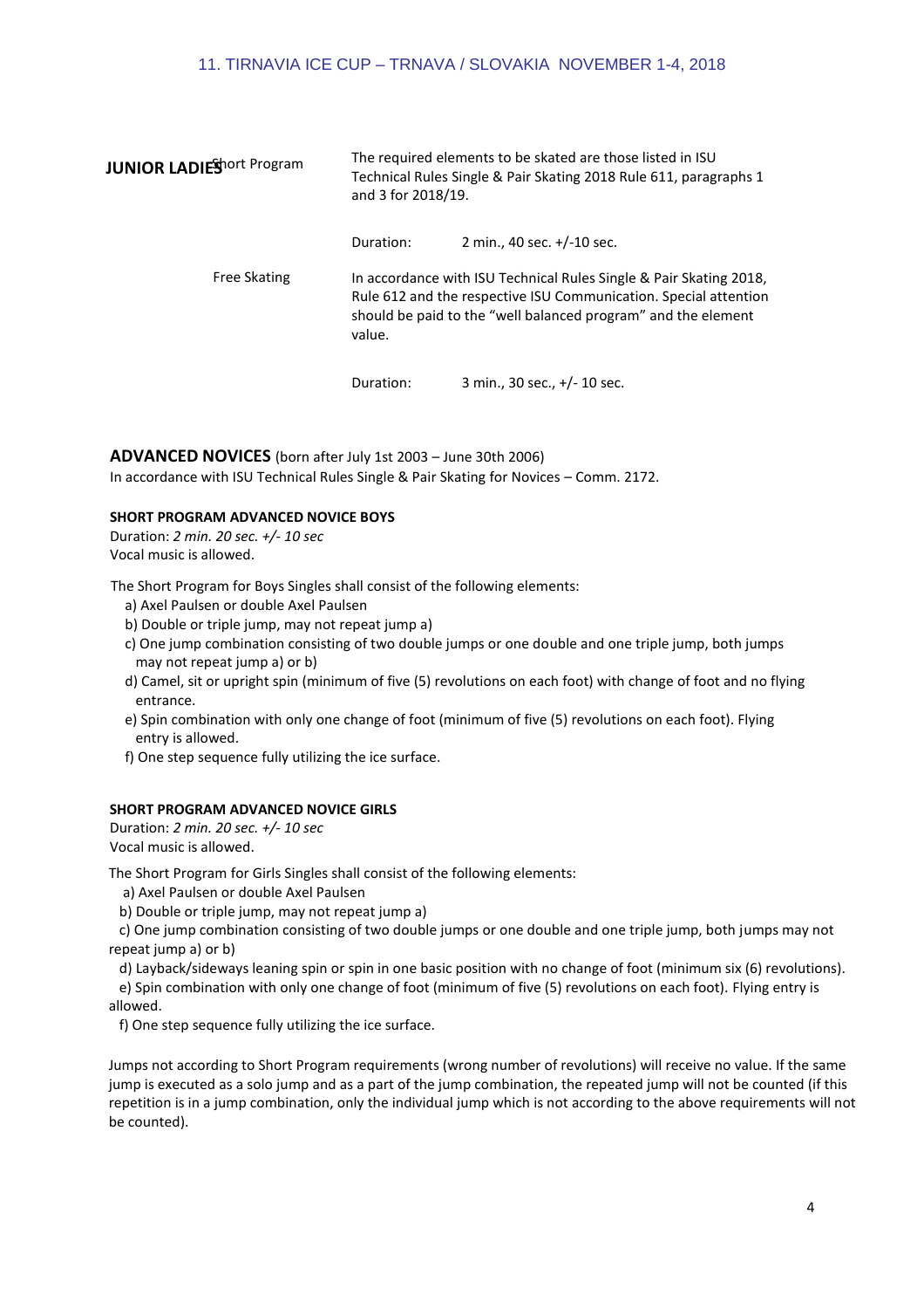**JUNIOR LADIES**

| | | |
|---|---|---|
| Short Program | The required elements to be skated are those listed in ISU Technical Rules Single & Pair Skating 2018 Rule 611, paragraphs 1 and 3 for 2018/19. | |
| | Duration: | 2 min., 40 sec. +/-10 sec. |
| Free Skating | In accordance with ISU Technical Rules Single & Pair Skating 2018, Rule 612 and the respective ISU Communication. Special attention should be paid to the "well balanced program" and the element value. | |
| | Duration: | 3 min., 30 sec., +/- 10 sec. |

## ADVANCED NOVICES (born after July 1st 2003 – June 30th 2006)

In accordance with ISU Technical Rules Single & Pair Skating for Novices – Comm. 2172.

### SHORT PROGRAM ADVANCED NOVICE BOYS

Duration: *2 min. 20 sec. +/- 10 sec*
Vocal music is allowed.

The Short Program for Boys Singles shall consist of the following elements:

a) Axel Paulsen or double Axel Paulsen
b) Double or triple jump, may not repeat jump a)
c) One jump combination consisting of two double jumps or one double and one triple jump, both jumps may not repeat jump a) or b)
d) Camel, sit or upright spin (minimum of five (5) revolutions on each foot) with change of foot and no flying entrance.
e) Spin combination with only one change of foot (minimum of five (5) revolutions on each foot). Flying entry is allowed.
f) One step sequence fully utilizing the ice surface.

### SHORT PROGRAM ADVANCED NOVICE GIRLS

Duration: *2 min. 20 sec. +/- 10 sec*
Vocal music is allowed.

The Short Program for Girls Singles shall consist of the following elements:

a) Axel Paulsen or double Axel Paulsen
b) Double or triple jump, may not repeat jump a)
c) One jump combination consisting of two double jumps or one double and one triple jump, both jumps may not repeat jump a) or b)
d) Layback/sideways leaning spin or spin in one basic position with no change of foot (minimum six (6) revolutions).
e) Spin combination with only one change of foot (minimum of five (5) revolutions on each foot). Flying entry is allowed.
f) One step sequence fully utilizing the ice surface.

Jumps not according to Short Program requirements (wrong number of revolutions) will receive no value. If the same jump is executed as a solo jump and as a part of the jump combination, the repeated jump will not be counted (if this repetition is in a jump combination, only the individual jump which is not according to the above requirements will not be counted).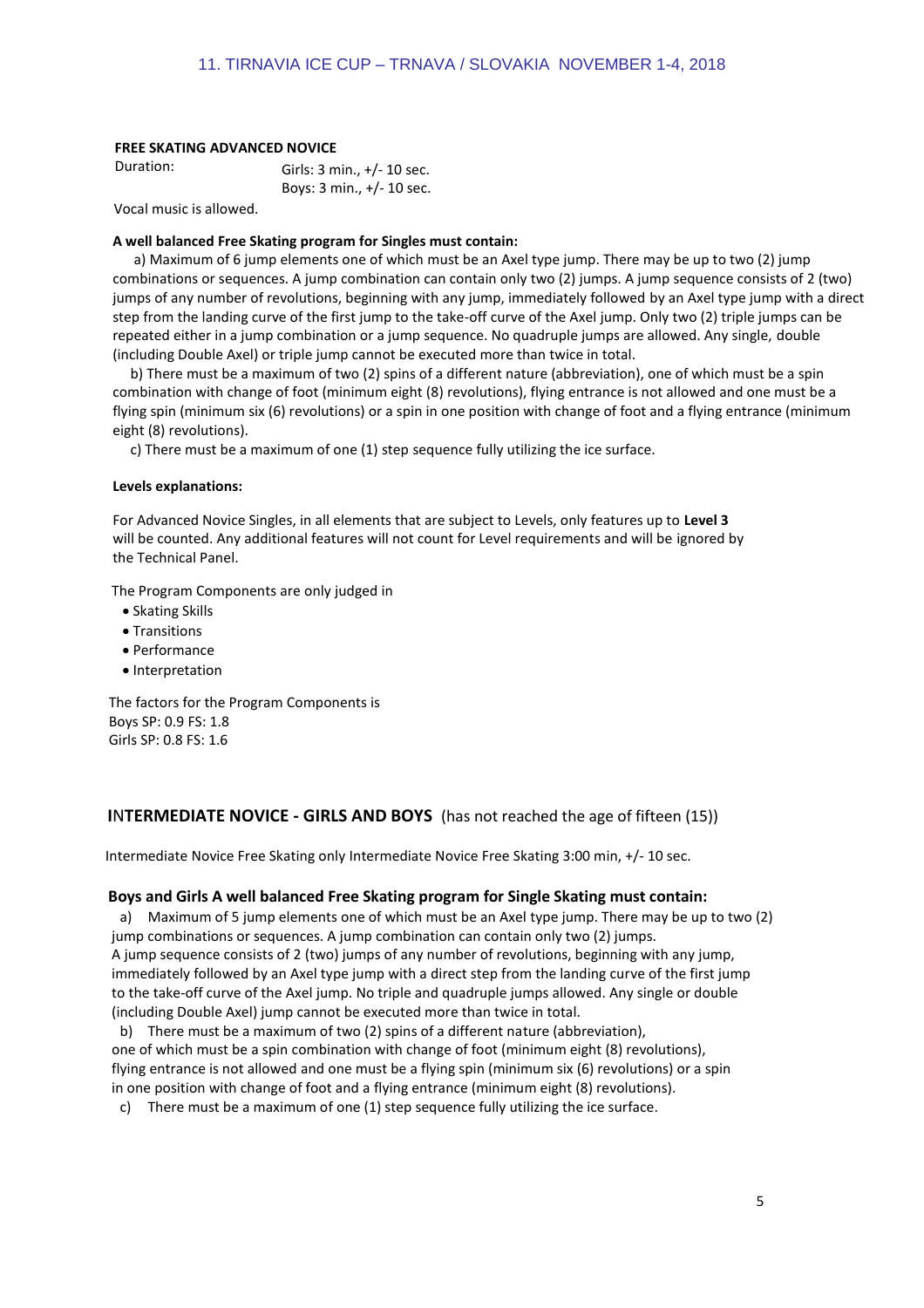### FREE SKATING ADVANCED NOVICE

Duration: Girls: 3 min., +/- 10 sec.
Boys: 3 min., +/- 10 sec.

Vocal music is allowed.

**A well balanced Free Skating program for Singles must contain:**

a) Maximum of 6 jump elements one of which must be an Axel type jump. There may be up to two (2) jump combinations or sequences. A jump combination can contain only two (2) jumps. A jump sequence consists of 2 (two) jumps of any number of revolutions, beginning with any jump, immediately followed by an Axel type jump with a direct step from the landing curve of the first jump to the take-off curve of the Axel jump. Only two (2) triple jumps can be repeated either in a jump combination or a jump sequence. No quadruple jumps are allowed. Any single, double (including Double Axel) or triple jump cannot be executed more than twice in total.

b) There must be a maximum of two (2) spins of a different nature (abbreviation), one of which must be a spin combination with change of foot (minimum eight (8) revolutions), flying entrance is not allowed and one must be a flying spin (minimum six (6) revolutions) or a spin in one position with change of foot and a flying entrance (minimum eight (8) revolutions).

c) There must be a maximum of one (1) step sequence fully utilizing the ice surface.

**Levels explanations:**

For Advanced Novice Singles, in all elements that are subject to Levels, only features up to **Level 3** will be counted. Any additional features will not count for Level requirements and will be ignored by the Technical Panel.

The Program Components are only judged in

- Skating Skills
- Transitions
- Performance
- Interpretation

The factors for the Program Components is
Boys SP: 0.9 FS: 1.8
Girls SP: 0.8 FS: 1.6

## INTERMEDIATE NOVICE - GIRLS AND BOYS (has not reached the age of fifteen (15))

Intermediate Novice Free Skating only Intermediate Novice Free Skating 3:00 min, +/- 10 sec.

**Boys and Girls A well balanced Free Skating program for Single Skating must contain:**

a) Maximum of 5 jump elements one of which must be an Axel type jump. There may be up to two (2) jump combinations or sequences. A jump combination can contain only two (2) jumps. A jump sequence consists of 2 (two) jumps of any number of revolutions, beginning with any jump, immediately followed by an Axel type jump with a direct step from the landing curve of the first jump to the take-off curve of the Axel jump. No triple and quadruple jumps allowed. Any single or double (including Double Axel) jump cannot be executed more than twice in total.

b) There must be a maximum of two (2) spins of a different nature (abbreviation), one of which must be a spin combination with change of foot (minimum eight (8) revolutions), flying entrance is not allowed and one must be a flying spin (minimum six (6) revolutions) or a spin in one position with change of foot and a flying entrance (minimum eight (8) revolutions).

c) There must be a maximum of one (1) step sequence fully utilizing the ice surface.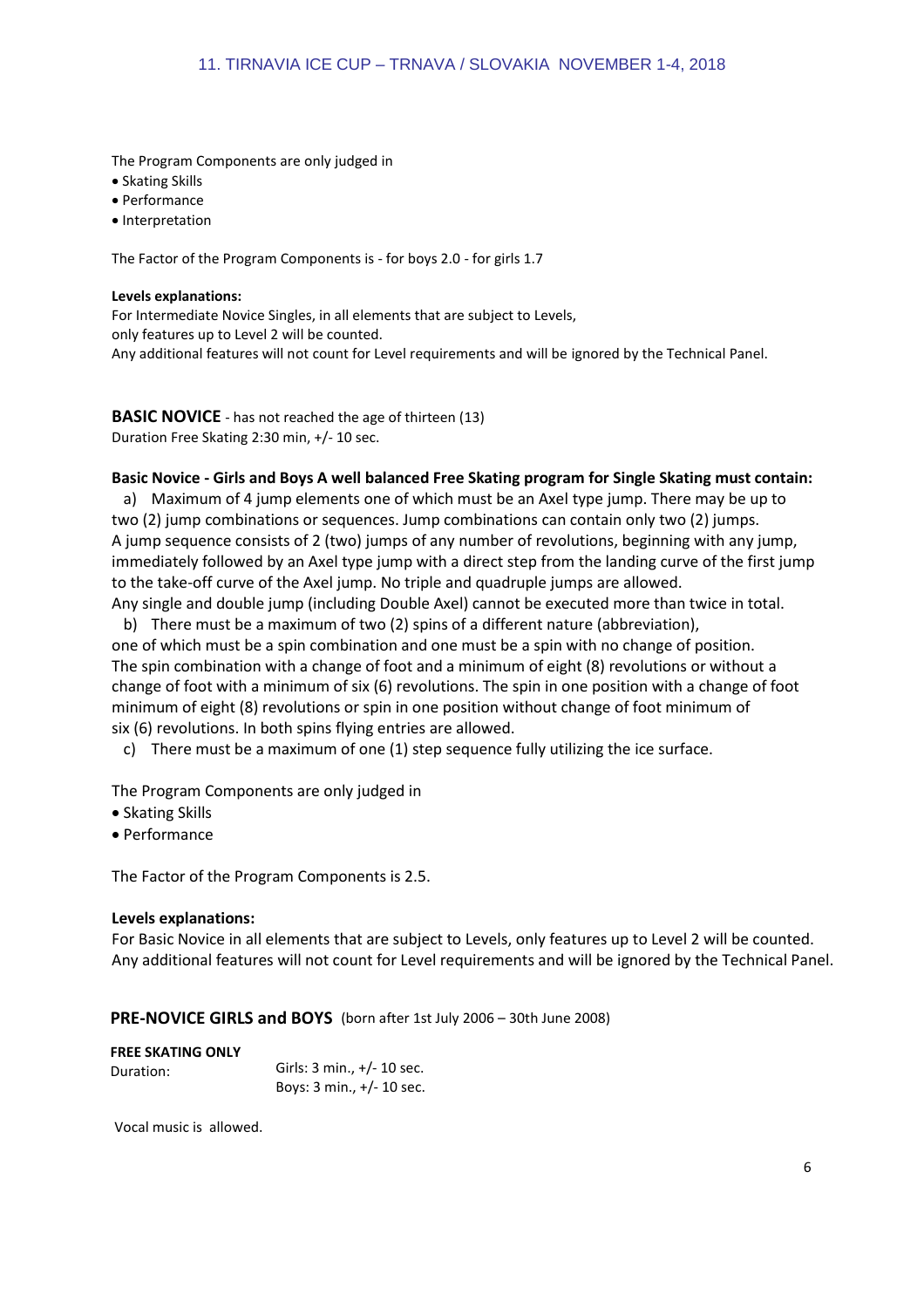The Program Components are only judged in

- Skating Skills
- Performance
- Interpretation

The Factor of the Program Components is - for boys 2.0 - for girls 1.7

**Levels explanations:**
For Intermediate Novice Singles, in all elements that are subject to Levels,
only features up to Level 2 will be counted.
Any additional features will not count for Level requirements and will be ignored by the Technical Panel.

**BASIC NOVICE** - has not reached the age of thirteen (13)
Duration Free Skating 2:30 min, +/- 10 sec.

**Basic Novice - Girls and Boys A well balanced Free Skating program for Single Skating must contain:**

a) Maximum of 4 jump elements one of which must be an Axel type jump. There may be up to two (2) jump combinations or sequences. Jump combinations can contain only two (2) jumps. A jump sequence consists of 2 (two) jumps of any number of revolutions, beginning with any jump, immediately followed by an Axel type jump with a direct step from the landing curve of the first jump to the take-off curve of the Axel jump. No triple and quadruple jumps are allowed.
Any single and double jump (including Double Axel) cannot be executed more than twice in total.

b) There must be a maximum of two (2) spins of a different nature (abbreviation), one of which must be a spin combination and one must be a spin with no change of position. The spin combination with a change of foot and a minimum of eight (8) revolutions or without a change of foot with a minimum of six (6) revolutions. The spin in one position with a change of foot minimum of eight (8) revolutions or spin in one position without change of foot minimum of six (6) revolutions. In both spins flying entries are allowed.

c) There must be a maximum of one (1) step sequence fully utilizing the ice surface.

The Program Components are only judged in

- Skating Skills
- Performance

The Factor of the Program Components is 2.5.

**Levels explanations:**
For Basic Novice in all elements that are subject to Levels, only features up to Level 2 will be counted.
Any additional features will not count for Level requirements and will be ignored by the Technical Panel.

**PRE-NOVICE GIRLS and BOYS** (born after 1st July 2006 – 30th June 2008)

**FREE SKATING ONLY**

Duration: Girls: 3 min., +/- 10 sec.
Boys: 3 min., +/- 10 sec.

Vocal music is allowed.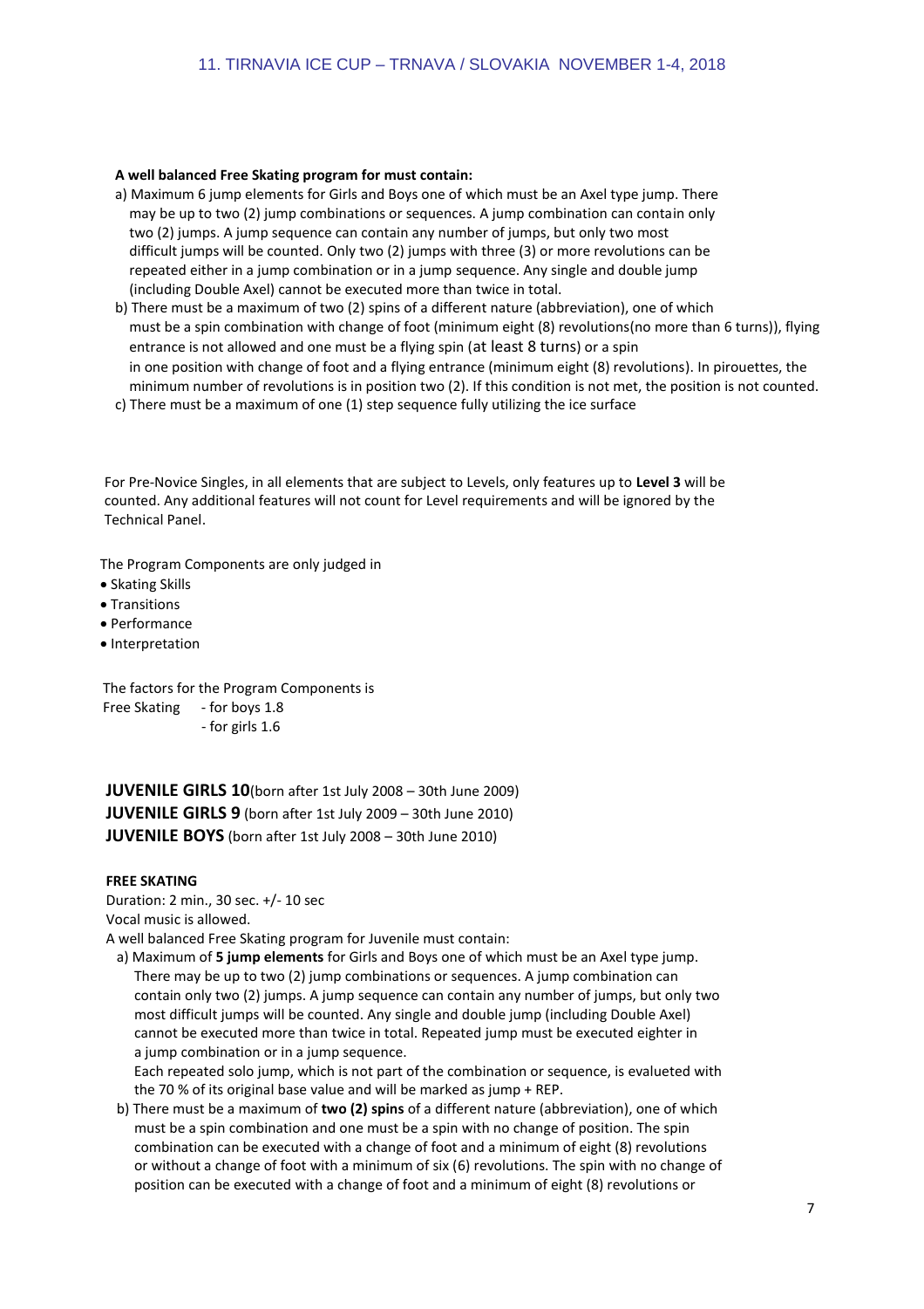**A well balanced Free Skating program for must contain:**

a) Maximum 6 jump elements for Girls and Boys one of which must be an Axel type jump. There may be up to two (2) jump combinations or sequences. A jump combination can contain only two (2) jumps. A jump sequence can contain any number of jumps, but only two (2) most difficult jumps will be counted. Only two (2) jumps with three (3) or more revolutions can be repeated either in a jump combination or in a jump sequence. Any single and double jump (including Double Axel) cannot be executed more than twice in total.

b) There must be a maximum of two (2) spins of a different nature (abbreviation), one of which must be a spin combination with change of foot (minimum eight (8) revolutions(no more than 6 turns)), flying entrance is not allowed and one must be a flying spin (at least 8 turns) or a spin in one position with change of foot and a flying entrance (minimum eight (8) revolutions). In pirouettes, the minimum number of revolutions is in position two (2). If this condition is not met, the position is not counted.

c) There must be a maximum of one (1) step sequence fully utilizing the ice surface

For Pre-Novice Singles, in all elements that are subject to Levels, only features up to **Level 3** will be counted. Any additional features will not count for Level requirements and will be ignored by the Technical Panel.

The Program Components are only judged in

- Skating Skills
- Transitions
- Performance
- Interpretation

The factors for the Program Components is

Free Skating - for boys 1.8
- for girls 1.6

**JUVENILE GIRLS 10**(born after 1st July 2008 – 30th June 2009)
**JUVENILE GIRLS 9** (born after 1st July 2009 – 30th June 2010)
**JUVENILE BOYS** (born after 1st July 2008 – 30th June 2010)

**FREE SKATING**

Duration: 2 min., 30 sec. +/- 10 sec
Vocal music is allowed.
A well balanced Free Skating program for Juvenile must contain:

a) Maximum of **5 jump elements** for Girls and Boys one of which must be an Axel type jump. There may be up to two (2) jump combinations or sequences. A jump combination can contain only two (2) jumps. A jump sequence can contain any number of jumps, but only two most difficult jumps will be counted. Any single and double jump (including Double Axel) cannot be executed more than twice in total. Repeated jump must be executed eighter in a jump combination or in a jump sequence.
Each repeated solo jump, which is not part of the combination or sequence, is evalueted with the 70 % of its original base value and will be marked as jump + REP.

b) There must be a maximum of **two (2) spins** of a different nature (abbreviation), one of which must be a spin combination and one must be a spin with no change of position. The spin combination can be executed with a change of foot and a minimum of eight (8) revolutions or without a change of foot with a minimum of six (6) revolutions. The spin with no change of position can be executed with a change of foot and a minimum of eight (8) revolutions or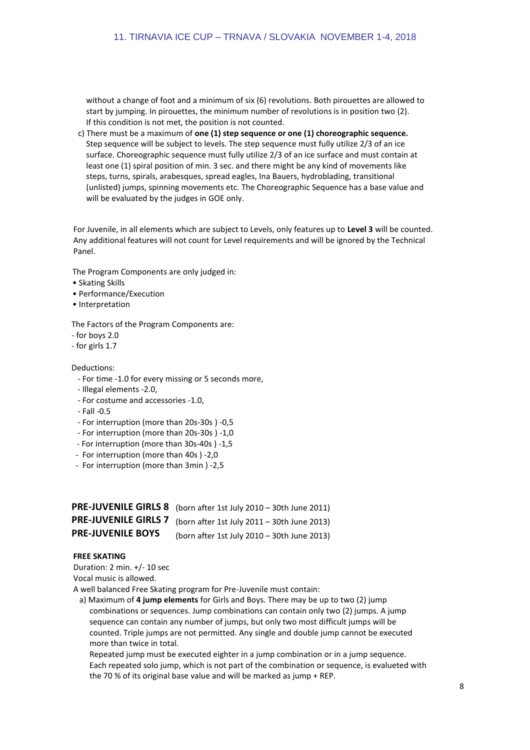without a change of foot and a minimum of six (6) revolutions. Both pirouettes are allowed to start by jumping. In pirouettes, the minimum number of revolutions is in position two (2). If this condition is not met, the position is not counted.

c) There must be a maximum of **one (1) step sequence or one (1) choreographic sequence.** Step sequence will be subject to levels. The step sequence must fully utilize 2/3 of an ice surface. Choreographic sequence must fully utilize 2/3 of an ice surface and must contain at least one (1) spiral position of min. 3 sec. and there might be any kind of movements like steps, turns, spirals, arabesques, spread eagles, Ina Bauers, hydroblading, transitional (unlisted) jumps, spinning movements etc. The Choreographic Sequence has a base value and will be evaluated by the judges in GOE only.

For Juvenile, in all elements which are subject to Levels, only features up to **Level 3** will be counted. Any additional features will not count for Level requirements and will be ignored by the Technical Panel.

The Program Components are only judged in:

- Skating Skills
- Performance/Execution
- Interpretation

The Factors of the Program Components are:

- for boys 2.0
- for girls 1.7

Deductions:

- For time -1.0 for every missing or 5 seconds more,
- Illegal elements -2.0,
- For costume and accessories -1.0,
- Fall -0.5
- For interruption (more than 20s-30s ) -0,5
- For interruption (more than 20s-30s ) -1,0
- For interruption (more than 30s-40s ) -1,5
- For interruption (more than 40s ) -2,0
- For interruption (more than 3min ) -2,5

**PRE-JUVENILE GIRLS 8** (born after 1st July 2010 – 30th June 2011)
**PRE-JUVENILE GIRLS 7** (born after 1st July 2011 – 30th June 2013)
**PRE-JUVENILE BOYS** (born after 1st July 2010 – 30th June 2013)

**FREE SKATING**

Duration: 2 min. +/- 10 sec
Vocal music is allowed.
A well balanced Free Skating program for Pre-Juvenile must contain:

a) Maximum of **4 jump elements** for Girls and Boys. There may be up to two (2) jump combinations or sequences. Jump combinations can contain only two (2) jumps. A jump sequence can contain any number of jumps, but only two most difficult jumps will be counted. Triple jumps are not permitted. Any single and double jump cannot be executed more than twice in total.

Repeated jump must be executed eighter in a jump combination or in a jump sequence. Each repeated solo jump, which is not part of the combination or sequence, is evalueted with the 70 % of its original base value and will be marked as jump + REP.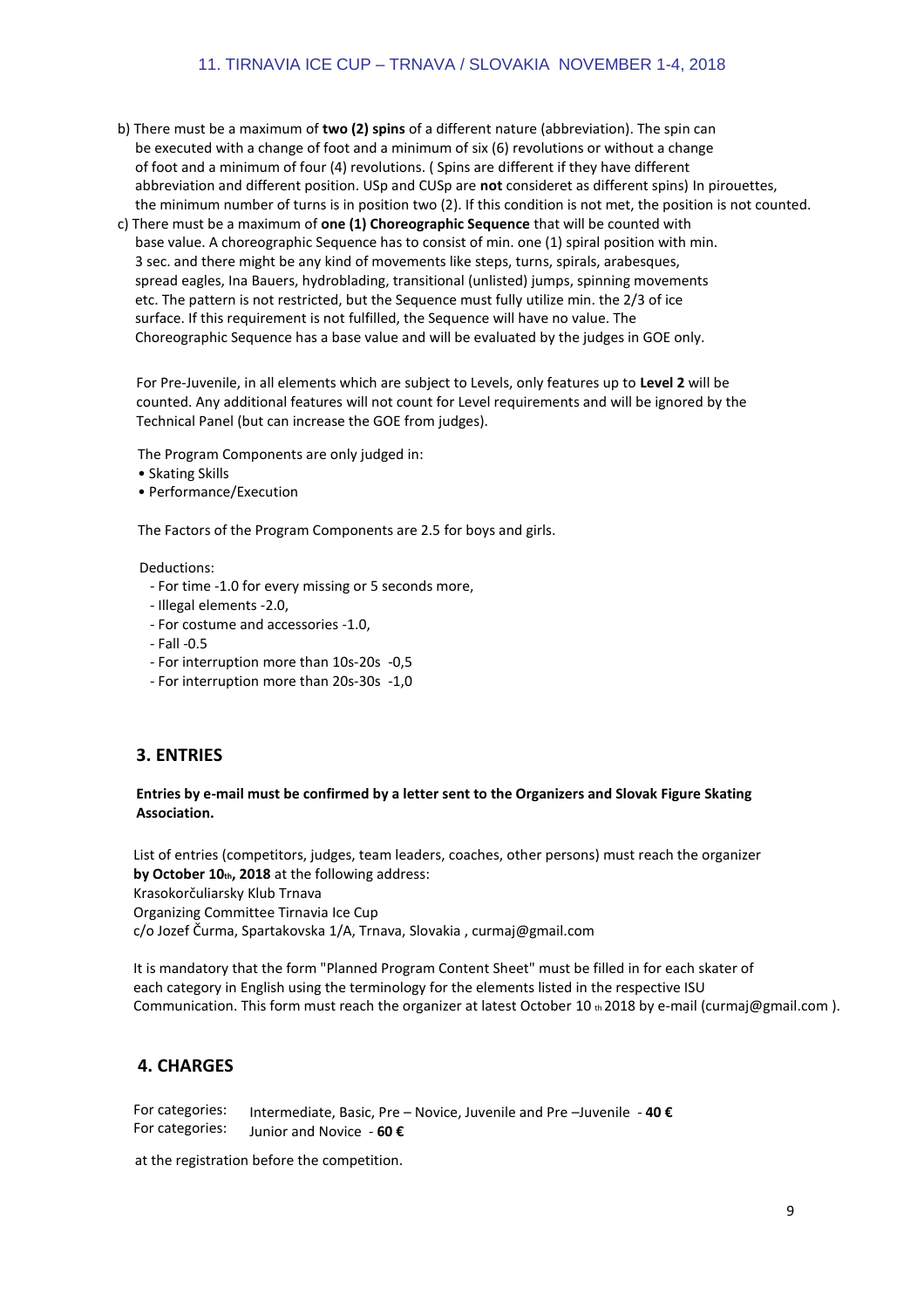b) There must be a maximum of **two (2) spins** of a different nature (abbreviation). The spin can be executed with a change of foot and a minimum of six (6) revolutions or without a change of foot and a minimum of four (4) revolutions. ( Spins are different if they have different abbreviation and different position. USp and CUSp are **not** consideret as different spins) In pirouettes, the minimum number of turns is in position two (2). If this condition is not met, the position is not counted.

c) There must be a maximum of **one (1) Choreographic Sequence** that will be counted with base value. A choreographic Sequence has to consist of min. one (1) spiral position with min. 3 sec. and there might be any kind of movements like steps, turns, spirals, arabesques, spread eagles, Ina Bauers, hydroblading, transitional (unlisted) jumps, spinning movements etc. The pattern is not restricted, but the Sequence must fully utilize min. the 2/3 of ice surface. If this requirement is not fulfilled, the Sequence will have no value. The Choreographic Sequence has a base value and will be evaluated by the judges in GOE only.

For Pre-Juvenile, in all elements which are subject to Levels, only features up to **Level 2** will be counted. Any additional features will not count for Level requirements and will be ignored by the Technical Panel (but can increase the GOE from judges).

The Program Components are only judged in:

- Skating Skills
- Performance/Execution

The Factors of the Program Components are 2.5 for boys and girls.

Deductions:

- For time -1.0 for every missing or 5 seconds more,
- Illegal elements -2.0,
- For costume and accessories -1.0,
- Fall -0.5
- For interruption more than 10s-20s -0,5
- For interruption more than 20s-30s -1,0

## 3. ENTRIES

**Entries by e-mail must be confirmed by a letter sent to the Organizers and Slovak Figure Skating Association.**

List of entries (competitors, judges, team leaders, coaches, other persons) must reach the organizer **by October 10th, 2018** at the following address:
Krasokorčuliarsky Klub Trnava
Organizing Committee Tirnavia Ice Cup
c/o Jozef Čurma, Spartakovska 1/A, Trnava, Slovakia , curmaj@gmail.com

It is mandatory that the form "Planned Program Content Sheet" must be filled in for each skater of each category in English using the terminology for the elements listed in the respective ISU Communication. This form must reach the organizer at latest October 10 th 2018 by e-mail (curmaj@gmail.com ).

## 4. CHARGES

For categories: Intermediate, Basic, Pre – Novice, Juvenile and Pre –Juvenile - **40 €**
For categories: Junior and Novice - **60 €**

at the registration before the competition.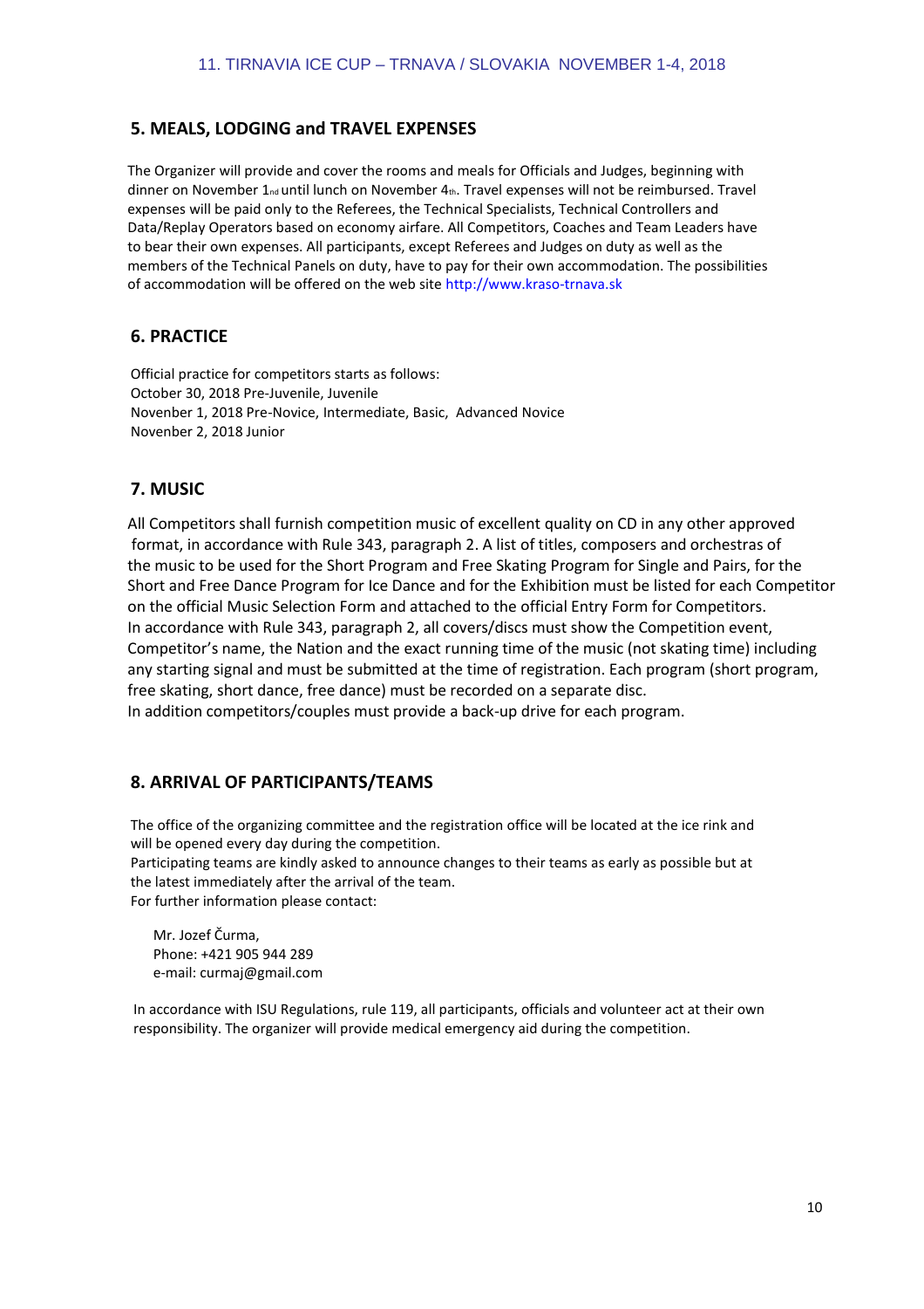## 5. MEALS, LODGING and TRAVEL EXPENSES

The Organizer will provide and cover the rooms and meals for Officials and Judges, beginning with dinner on November 1nd until lunch on November 4th. Travel expenses will not be reimbursed. Travel expenses will be paid only to the Referees, the Technical Specialists, Technical Controllers and Data/Replay Operators based on economy airfare. All Competitors, Coaches and Team Leaders have to bear their own expenses. All participants, except Referees and Judges on duty as well as the members of the Technical Panels on duty, have to pay for their own accommodation. The possibilities of accommodation will be offered on the web site http://www.kraso-trnava.sk

## 6. PRACTICE

Official practice for competitors starts as follows:
October 30, 2018 Pre-Juvenile, Juvenile
Novenber 1, 2018 Pre-Novice, Intermediate, Basic, Advanced Novice
Novenber 2, 2018 Junior

## 7. MUSIC

All Competitors shall furnish competition music of excellent quality on CD in any other approved format, in accordance with Rule 343, paragraph 2. A list of titles, composers and orchestras of the music to be used for the Short Program and Free Skating Program for Single and Pairs, for the Short and Free Dance Program for Ice Dance and for the Exhibition must be listed for each Competitor on the official Music Selection Form and attached to the official Entry Form for Competitors. In accordance with Rule 343, paragraph 2, all covers/discs must show the Competition event, Competitor's name, the Nation and the exact running time of the music (not skating time) including any starting signal and must be submitted at the time of registration. Each program (short program, free skating, short dance, free dance) must be recorded on a separate disc.
In addition competitors/couples must provide a back-up drive for each program.

## 8. ARRIVAL OF PARTICIPANTS/TEAMS

The office of the organizing committee and the registration office will be located at the ice rink and will be opened every day during the competition.
Participating teams are kindly asked to announce changes to their teams as early as possible but at the latest immediately after the arrival of the team.
For further information please contact:

Mr. Jozef Čurma,
Phone: +421 905 944 289
e-mail: curmaj@gmail.com

In accordance with ISU Regulations, rule 119, all participants, officials and volunteer act at their own responsibility. The organizer will provide medical emergency aid during the competition.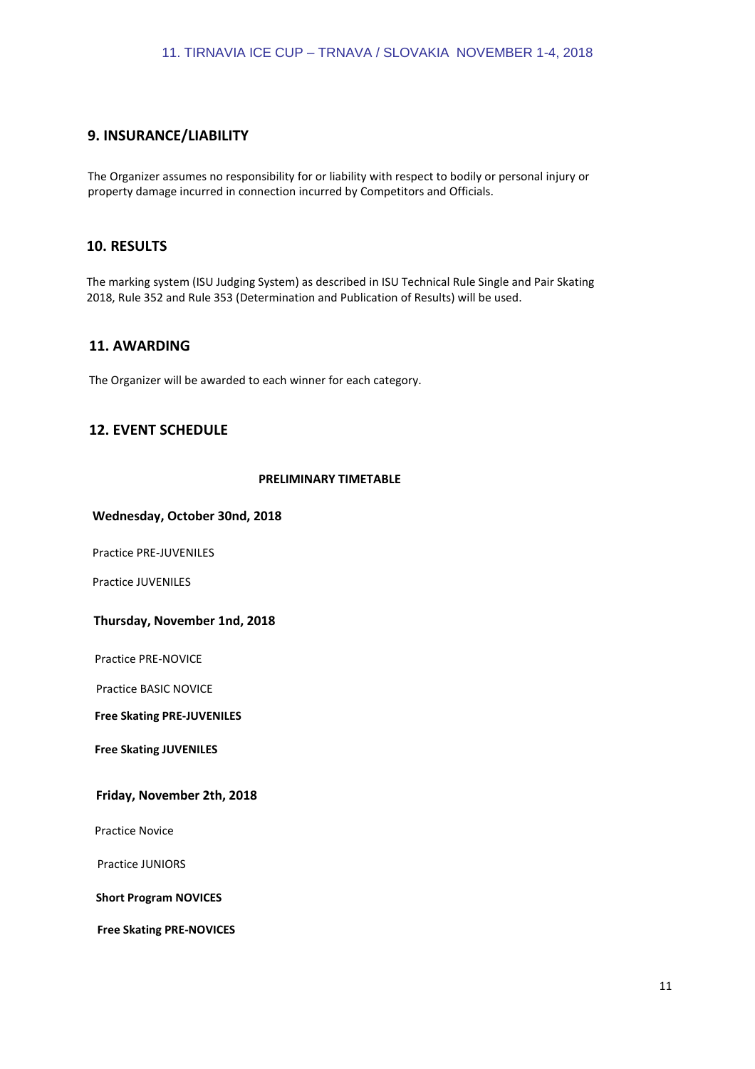## 9. INSURANCE/LIABILITY

The Organizer assumes no responsibility for or liability with respect to bodily or personal injury or property damage incurred in connection incurred by Competitors and Officials.

## 10. RESULTS

The marking system (ISU Judging System) as described in ISU Technical Rule Single and Pair Skating 2018, Rule 352 and Rule 353 (Determination and Publication of Results) will be used.

## 11. AWARDING

The Organizer will be awarded to each winner for each category.

## 12. EVENT SCHEDULE

**PRELIMINARY TIMETABLE**

**Wednesday, October 30nd, 2018**

Practice PRE-JUVENILES

Practice JUVENILES

**Thursday, November 1nd, 2018**

Practice PRE-NOVICE

Practice BASIC NOVICE

**Free Skating PRE-JUVENILES**

**Free Skating JUVENILES**

**Friday, November 2th, 2018**

Practice Novice

Practice JUNIORS

**Short Program NOVICES**

**Free Skating PRE-NOVICES**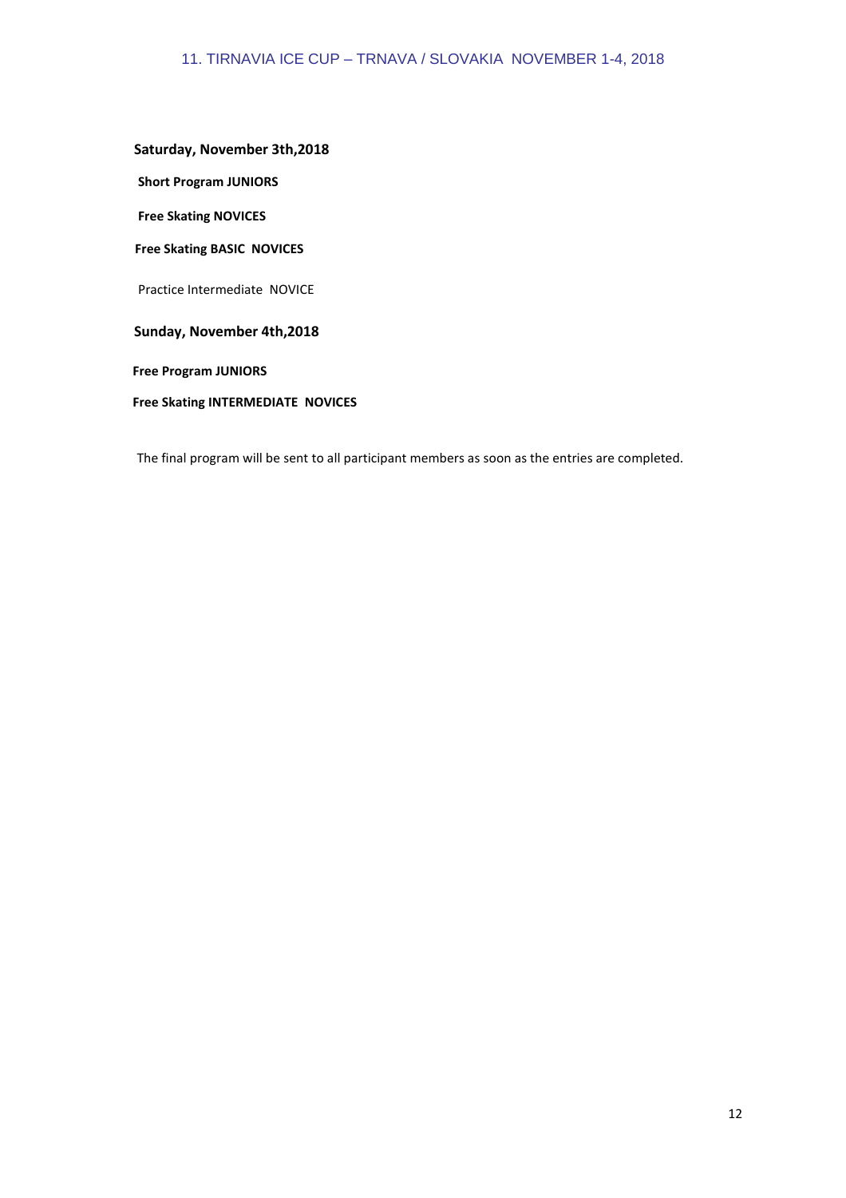**Saturday, November 3th,2018**

**Short Program JUNIORS**

**Free Skating NOVICES**

**Free Skating BASIC NOVICES**

Practice Intermediate NOVICE

**Sunday, November 4th,2018**

**Free Program JUNIORS**

**Free Skating INTERMEDIATE NOVICES**

The final program will be sent to all participant members as soon as the entries are completed.